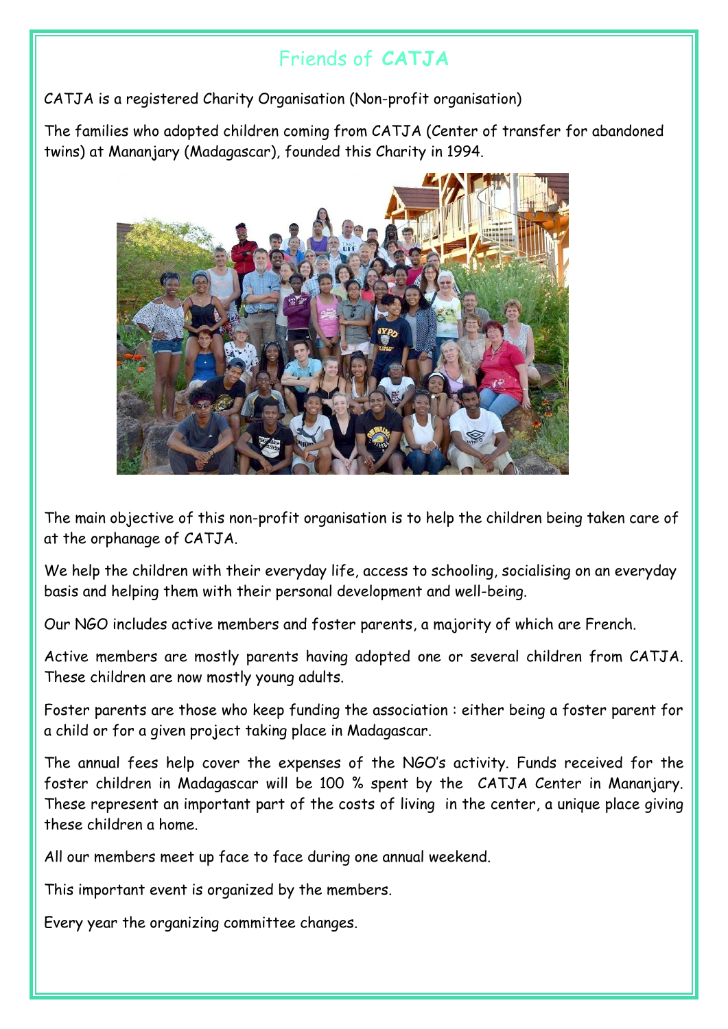# Friends of **CATJA**

CATJA is a registered Charity Organisation (Non-profit organisation)

The families who adopted children coming from CATJA (Center of transfer for abandoned twins) at Mananjary (Madagascar), founded this Charity in 1994.

The main objective of this non-profit organisation is to help the children being taken care of at the orphanage of CATJA.

We help the children with their everyday life, access to schooling, socialising on an everyday basis and helping them with their personal development and well-being.

Our NGO includes active members and foster parents, a majority of which are French.

Active members are mostly parents having adopted one or several children from CATJA. These children are now mostly young adults.

Foster parents are those who keep funding the association : either being a foster parent for a child or for a given project taking place in Madagascar.

The annual fees help cover the expenses of the NGO's activity. Funds received for the foster children in Madagascar will be 100 % spent by the CATJA Center in Mananjary. These represent an important part of the costs of living in the center, a unique place giving these children a home.

All our members meet up face to face during one annual weekend.

This important event is organized by the members.

Every year the organizing committee changes.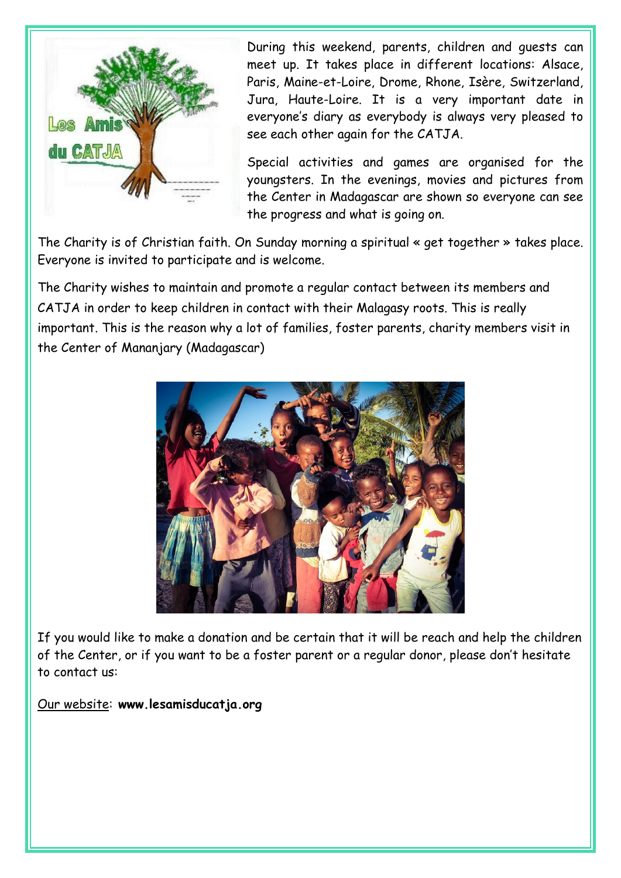During this weekend, parents, children and guests can meet up. It takes place in different locations: Alsace, Paris, Maine-et-Loire, Drome, Rhone, Isère, Switzerland, Jura, Haute-Loire. It is a very important date in everyone's diary as everybody is always very pleased to see each other again for the CATJA.

Special activities and games are organised for the youngsters. In the evenings, movies and pictures from the Center in Madagascar are shown so everyone can see the progress and what is going on.

The Charity is of Christian faith. On Sunday morning a spiritual « get together » takes place. Everyone is invited to participate and is welcome.

The Charity wishes to maintain and promote a regular contact between its members and CATJA in order to keep children in contact with their Malagasy roots. This is really important. This is the reason why a lot of families, foster parents, charity members visit in the Center of Mananjary (Madagascar)

If you would like to make a donation and be certain that it will be reach and help the children of the Center, or if you want to be a foster parent or a regular donor, please don't hesitate to contact us:

Our website: **www.lesamisducatja.org**